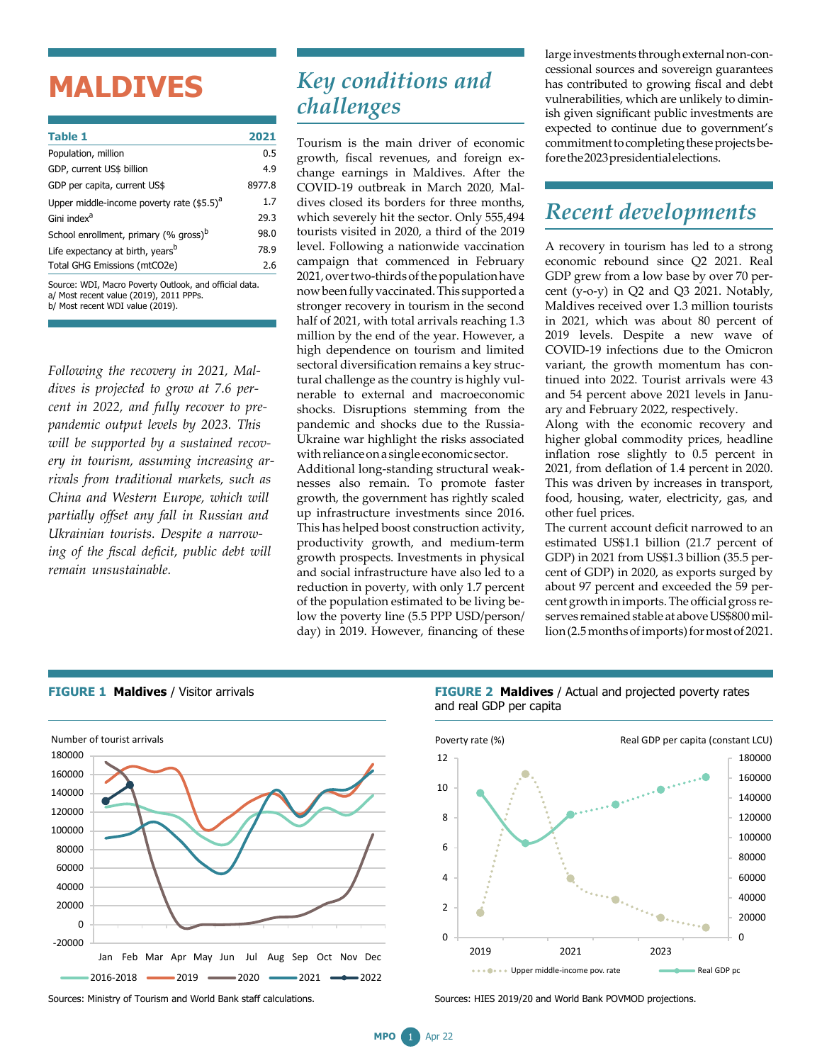# MALDIVES

| Table 1 | 2021 |
|---|---|
| Population, million | 0.5 |
| GDP, current US$ billion | 4.9 |
| GDP per capita, current US$ | 8977.8 |
| Upper middle-income poverty rate ($5.5)[a] | 1.7 |
| Gini index[a] | 29.3 |
| School enrollment, primary (% gross)[b] | 98.0 |
| Life expectancy at birth, years[b] | 78.9 |
| Total GHG Emissions (mtCO2e) | 2.6 |

Source: WDI, Macro Poverty Outlook, and official data.
a/ Most recent value (2019), 2011 PPPs.
b/ Most recent WDI value (2019).

*Following the recovery in 2021, Maldives is projected to grow at 7.6 percent in 2022, and fully recover to pre-pandemic output levels by 2023. This will be supported by a sustained recovery in tourism, assuming increasing arrivals from traditional markets, such as China and Western Europe, which will partially offset any fall in Russian and Ukrainian tourists. Despite a narrowing of the fiscal deficit, public debt will remain unsustainable.*

## Key conditions and challenges

Tourism is the main driver of economic growth, fiscal revenues, and foreign exchange earnings in Maldives. After the COVID-19 outbreak in March 2020, Maldives closed its borders for three months, which severely hit the sector. Only 555,494 tourists visited in 2020, a third of the 2019 level. Following a nationwide vaccination campaign that commenced in February 2021, over two-thirds of the population have now been fully vaccinated. This supported a stronger recovery in tourism in the second half of 2021, with total arrivals reaching 1.3 million by the end of the year. However, a high dependence on tourism and limited sectoral diversification remains a key structural challenge as the country is highly vulnerable to external and macroeconomic shocks. Disruptions stemming from the pandemic and shocks due to the Russia-Ukraine war highlight the risks associated with reliance on a single economic sector.

Additional long-standing structural weaknesses also remain. To promote faster growth, the government has rightly scaled up infrastructure investments since 2016. This has helped boost construction activity, productivity growth, and medium-term growth prospects. Investments in physical and social infrastructure have also led to a reduction in poverty, with only 1.7 percent of the population estimated to be living below the poverty line (5.5 PPP USD/person/day) in 2019. However, financing of these large investments through external non-concessional sources and sovereign guarantees has contributed to growing fiscal and debt vulnerabilities, which are unlikely to diminish given significant public investments are expected to continue due to government's commitment to completing these projects before the 2023 presidential elections.

## Recent developments

A recovery in tourism has led to a strong economic rebound since Q2 2021. Real GDP grew from a low base by over 70 percent (y-o-y) in Q2 and Q3 2021. Notably, Maldives received over 1.3 million tourists in 2021, which was about 80 percent of 2019 levels. Despite a new wave of COVID-19 infections due to the Omicron variant, the growth momentum has continued into 2022. Tourist arrivals were 43 and 54 percent above 2021 levels in January and February 2022, respectively.

Along with the economic recovery and higher global commodity prices, headline inflation rose slightly to 0.5 percent in 2021, from deflation of 1.4 percent in 2020. This was driven by increases in transport, food, housing, water, electricity, gas, and other fuel prices.

The current account deficit narrowed to an estimated US$1.1 billion (21.7 percent of GDP) in 2021 from US$1.3 billion (35.5 percent of GDP) in 2020, as exports surged by about 97 percent and exceeded the 59 percent growth in imports. The official gross reserves remained stable at above US$800 million (2.5 months of imports) for most of 2021.

**FIGURE 1 Maldives** / Visitor arrivals

Sources: Ministry of Tourism and World Bank staff calculations.

**FIGURE 2 Maldives** / Actual and projected poverty rates and real GDP per capita

Sources: HIES 2019/20 and World Bank POVMOD projections.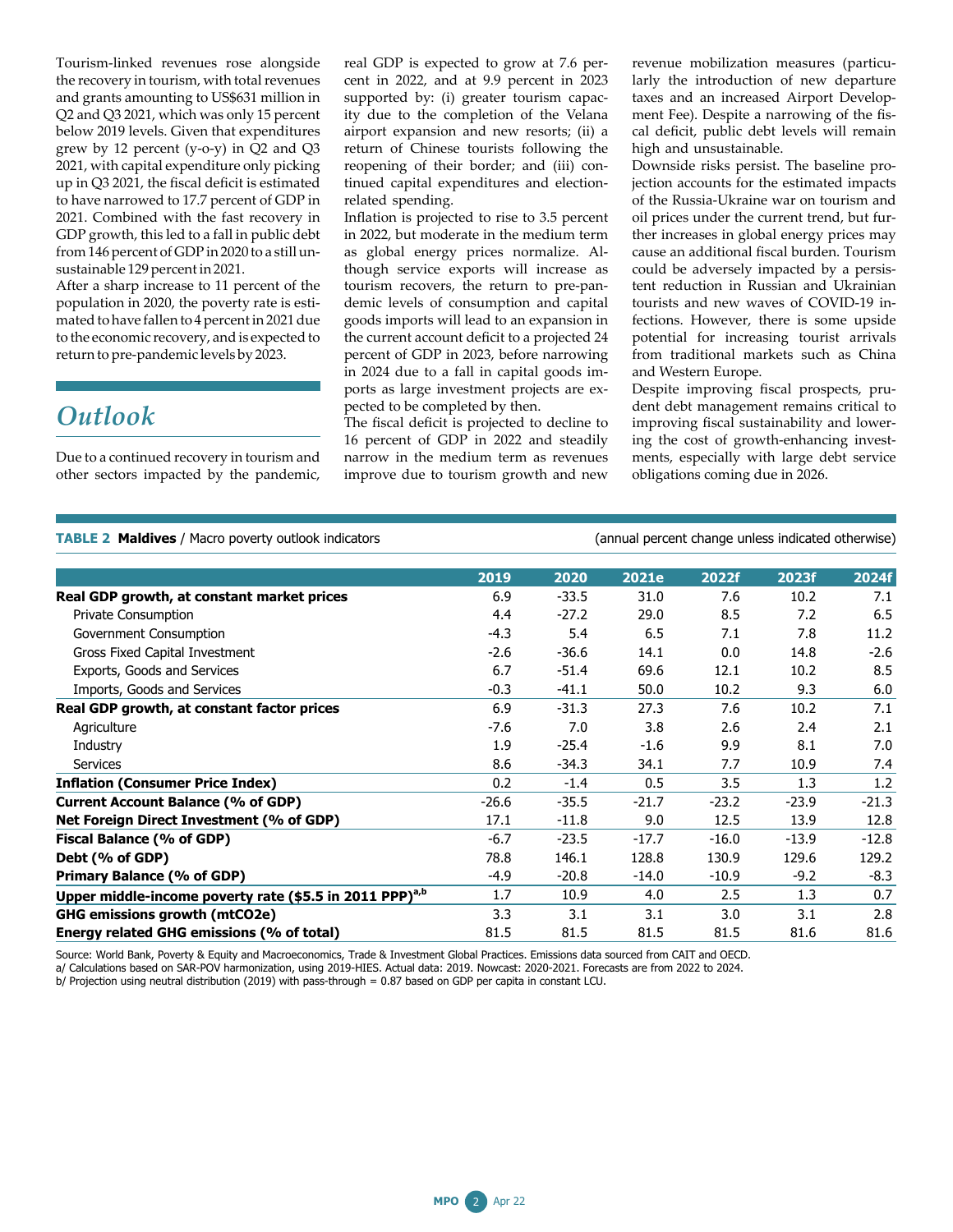Tourism-linked revenues rose alongside the recovery in tourism, with total revenues and grants amounting to US$631 million in Q2 and Q3 2021, which was only 15 percent below 2019 levels. Given that expenditures grew by 12 percent (y-o-y) in Q2 and Q3 2021, with capital expenditure only picking up in Q3 2021, the fiscal deficit is estimated to have narrowed to 17.7 percent of GDP in 2021. Combined with the fast recovery in GDP growth, this led to a fall in public debt from 146 percent of GDP in 2020 to a still unsustainable 129 percent in 2021.

After a sharp increase to 11 percent of the population in 2020, the poverty rate is estimated to have fallen to 4 percent in 2021 due to the economic recovery, and is expected to return to pre-pandemic levels by 2023.

## *Outlook*

Due to a continued recovery in tourism and other sectors impacted by the pandemic, real GDP is expected to grow at 7.6 percent in 2022, and at 9.9 percent in 2023 supported by: (i) greater tourism capacity due to the completion of the Velana airport expansion and new resorts; (ii) a return of Chinese tourists following the reopening of their border; and (iii) continued capital expenditures and election-related spending.

Inflation is projected to rise to 3.5 percent in 2022, but moderate in the medium term as global energy prices normalize. Although service exports will increase as tourism recovers, the return to pre-pandemic levels of consumption and capital goods imports will lead to an expansion in the current account deficit to a projected 24 percent of GDP in 2023, before narrowing in 2024 due to a fall in capital goods imports as large investment projects are expected to be completed by then.

The fiscal deficit is projected to decline to 16 percent of GDP in 2022 and steadily narrow in the medium term as revenues improve due to tourism growth and new revenue mobilization measures (particularly the introduction of new departure taxes and an increased Airport Development Fee). Despite a narrowing of the fiscal deficit, public debt levels will remain high and unsustainable.

Downside risks persist. The baseline projection accounts for the estimated impacts of the Russia-Ukraine war on tourism and oil prices under the current trend, but further increases in global energy prices may cause an additional fiscal burden. Tourism could be adversely impacted by a persistent reduction in Russian and Ukrainian tourists and new waves of COVID-19 infections. However, there is some upside potential for increasing tourist arrivals from traditional markets such as China and Western Europe.

Despite improving fiscal prospects, prudent debt management remains critical to improving fiscal sustainability and lowering the cost of growth-enhancing investments, especially with large debt service obligations coming due in 2026.

**TABLE 2 Maldives** / Macro poverty outlook indicators (annual percent change unless indicated otherwise)

| | 2019 | 2020 | 2021e | 2022f | 2023f | 2024f |
|---|---|---|---|---|---|---|
| **Real GDP growth, at constant market prices** | 6.9 | -33.5 | 31.0 | 7.6 | 10.2 | 7.1 |
| Private Consumption | 4.4 | -27.2 | 29.0 | 8.5 | 7.2 | 6.5 |
| Government Consumption | -4.3 | 5.4 | 6.5 | 7.1 | 7.8 | 11.2 |
| Gross Fixed Capital Investment | -2.6 | -36.6 | 14.1 | 0.0 | 14.8 | -2.6 |
| Exports, Goods and Services | 6.7 | -51.4 | 69.6 | 12.1 | 10.2 | 8.5 |
| Imports, Goods and Services | -0.3 | -41.1 | 50.0 | 10.2 | 9.3 | 6.0 |
| **Real GDP growth, at constant factor prices** | 6.9 | -31.3 | 27.3 | 7.6 | 10.2 | 7.1 |
| Agriculture | -7.6 | 7.0 | 3.8 | 2.6 | 2.4 | 2.1 |
| Industry | 1.9 | -25.4 | -1.6 | 9.9 | 8.1 | 7.0 |
| Services | 8.6 | -34.3 | 34.1 | 7.7 | 10.9 | 7.4 |
| **Inflation (Consumer Price Index)** | 0.2 | -1.4 | 0.5 | 3.5 | 1.3 | 1.2 |
| **Current Account Balance (% of GDP)** | -26.6 | -35.5 | -21.7 | -23.2 | -23.9 | -21.3 |
| **Net Foreign Direct Investment (% of GDP)** | 17.1 | -11.8 | 9.0 | 12.5 | 13.9 | 12.8 |
| **Fiscal Balance (% of GDP)** | -6.7 | -23.5 | -17.7 | -16.0 | -13.9 | -12.8 |
| **Debt (% of GDP)** | 78.8 | 146.1 | 128.8 | 130.9 | 129.6 | 129.2 |
| **Primary Balance (% of GDP)** | -4.9 | -20.8 | -14.0 | -10.9 | -9.2 | -8.3 |
| **Upper middle-income poverty rate ($5.5 in 2011 PPP)[a,b]** | 1.7 | 10.9 | 4.0 | 2.5 | 1.3 | 0.7 |
| **GHG emissions growth (mtCO2e)** | 3.3 | 3.1 | 3.1 | 3.0 | 3.1 | 2.8 |
| **Energy related GHG emissions (% of total)** | 81.5 | 81.5 | 81.5 | 81.5 | 81.6 | 81.6 |

Source: World Bank, Poverty & Equity and Macroeconomics, Trade & Investment Global Practices. Emissions data sourced from CAIT and OECD.
a/ Calculations based on SAR-POV harmonization, using 2019-HIES. Actual data: 2019. Nowcast: 2020-2021. Forecasts are from 2022 to 2024.
b/ Projection using neutral distribution (2019) with pass-through = 0.87 based on GDP per capita in constant LCU.